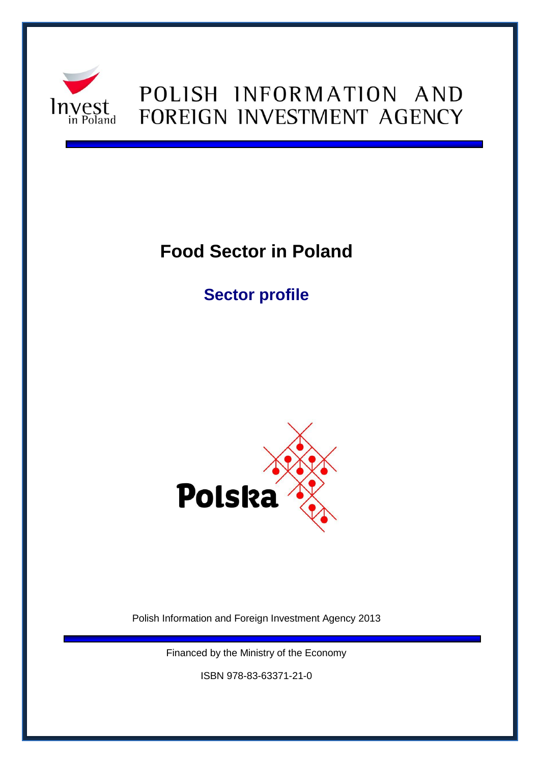POLISH INFORMATION AND FOREIGN INVESTMENT AGENCY

# Food Sector in Poland

## Sector profile

Polish Information and Foreign Investment Agency 2013

Financed by the Ministry of the Economy

ISBN 978-83-63371-21-0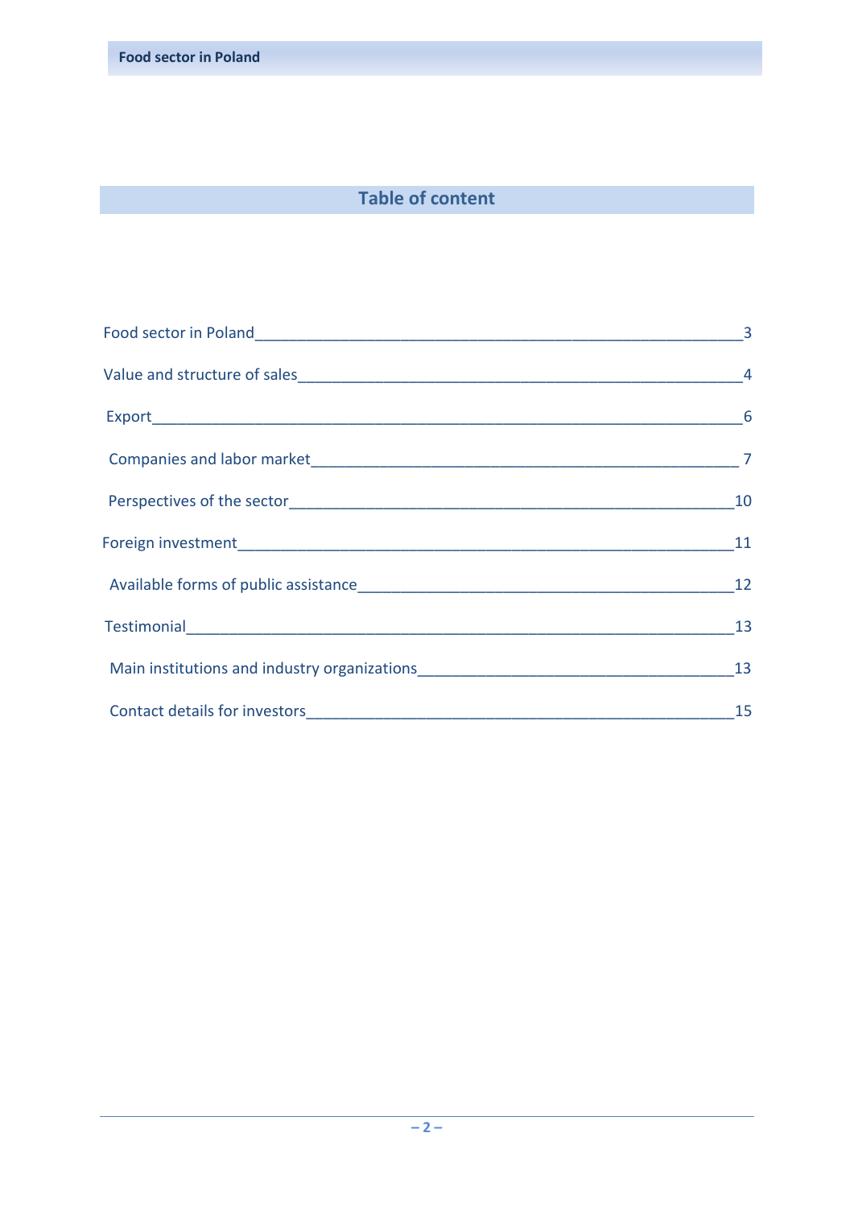## Table of content

| | |
|---|---|
| Food sector in Poland | 3 |
| Value and structure of sales | 4 |
| Export | 6 |
| Companies and labor market | 7 |
| Perspectives of the sector | 10 |
| Foreign investment | 11 |
| Available forms of public assistance | 12 |
| Testimonial | 13 |
| Main institutions and industry organizations | 13 |
| Contact details for investors | 15 |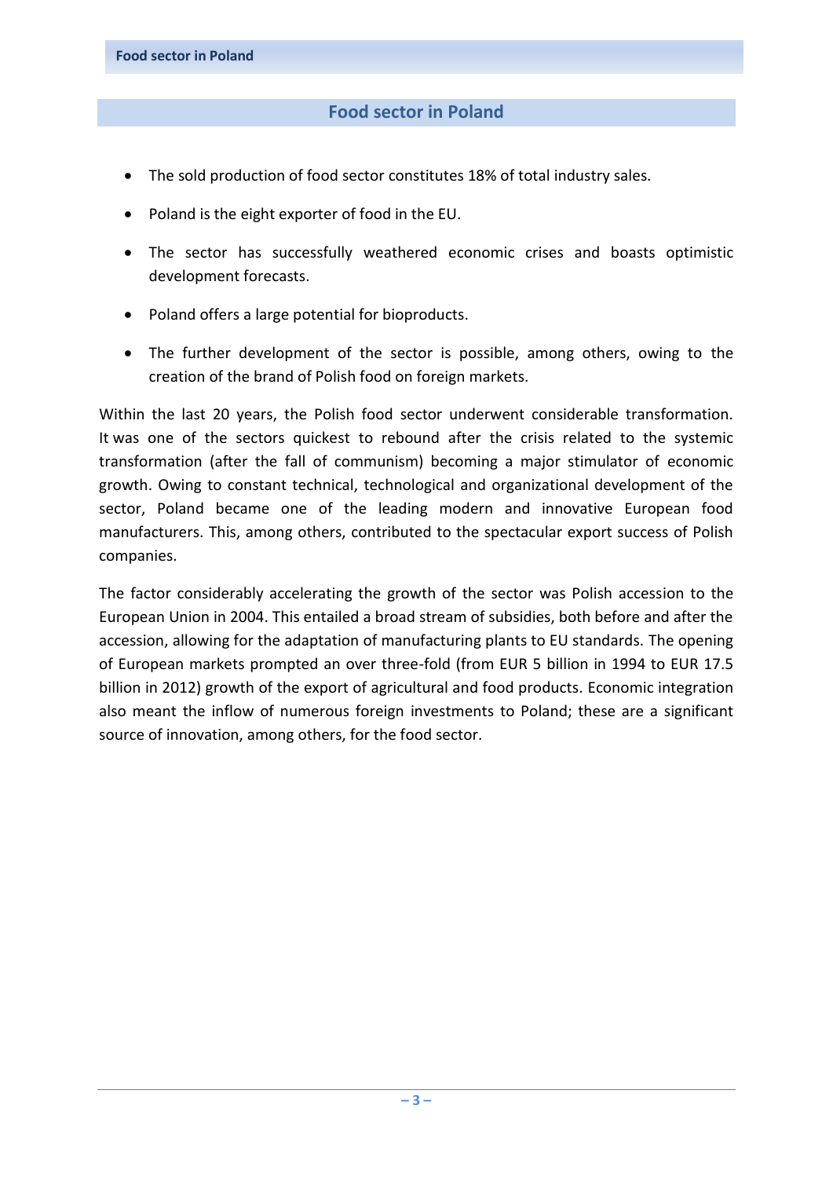# Food sector in Poland

- The sold production of food sector constitutes 18% of total industry sales.
- Poland is the eight exporter of food in the EU.
- The sector has successfully weathered economic crises and boasts optimistic development forecasts.
- Poland offers a large potential for bioproducts.
- The further development of the sector is possible, among others, owing to the creation of the brand of Polish food on foreign markets.

Within the last 20 years, the Polish food sector underwent considerable transformation. It was one of the sectors quickest to rebound after the crisis related to the systemic transformation (after the fall of communism) becoming a major stimulator of economic growth. Owing to constant technical, technological and organizational development of the sector, Poland became one of the leading modern and innovative European food manufacturers. This, among others, contributed to the spectacular export success of Polish companies.

The factor considerably accelerating the growth of the sector was Polish accession to the European Union in 2004. This entailed a broad stream of subsidies, both before and after the accession, allowing for the adaptation of manufacturing plants to EU standards. The opening of European markets prompted an over three-fold (from EUR 5 billion in 1994 to EUR 17.5 billion in 2012) growth of the export of agricultural and food products. Economic integration also meant the inflow of numerous foreign investments to Poland; these are a significant source of innovation, among others, for the food sector.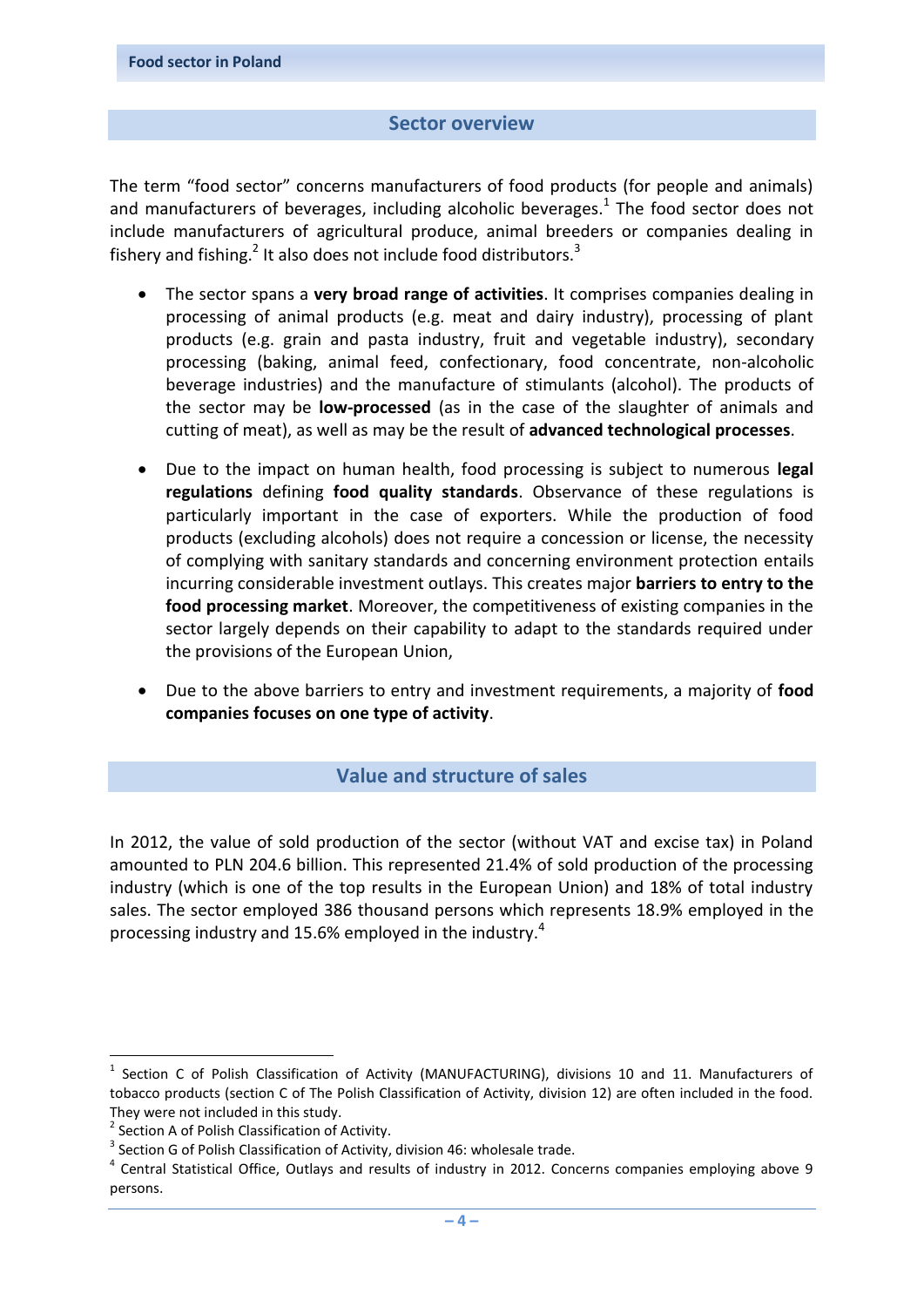## Sector overview

The term "food sector" concerns manufacturers of food products (for people and animals) and manufacturers of beverages, including alcoholic beverages.[1] The food sector does not include manufacturers of agricultural produce, animal breeders or companies dealing in fishery and fishing.[2] It also does not include food distributors.[3]

- The sector spans a **very broad range of activities**. It comprises companies dealing in processing of animal products (e.g. meat and dairy industry), processing of plant products (e.g. grain and pasta industry, fruit and vegetable industry), secondary processing (baking, animal feed, confectionary, food concentrate, non-alcoholic beverage industries) and the manufacture of stimulants (alcohol). The products of the sector may be **low-processed** (as in the case of the slaughter of animals and cutting of meat), as well as may be the result of **advanced technological processes**.
- Due to the impact on human health, food processing is subject to numerous **legal regulations** defining **food quality standards**. Observance of these regulations is particularly important in the case of exporters. While the production of food products (excluding alcohols) does not require a concession or license, the necessity of complying with sanitary standards and concerning environment protection entails incurring considerable investment outlays. This creates major **barriers to entry to the food processing market**. Moreover, the competitiveness of existing companies in the sector largely depends on their capability to adapt to the standards required under the provisions of the European Union,
- Due to the above barriers to entry and investment requirements, a majority of **food companies focuses on one type of activity**.

## Value and structure of sales

In 2012, the value of sold production of the sector (without VAT and excise tax) in Poland amounted to PLN 204.6 billion. This represented 21.4% of sold production of the processing industry (which is one of the top results in the European Union) and 18% of total industry sales. The sector employed 386 thousand persons which represents 18.9% employed in the processing industry and 15.6% employed in the industry.[4]

---

[1] Section C of Polish Classification of Activity (MANUFACTURING), divisions 10 and 11. Manufacturers of tobacco products (section C of The Polish Classification of Activity, division 12) are often included in the food. They were not included in this study.

[2] Section A of Polish Classification of Activity.

[3] Section G of Polish Classification of Activity, division 46: wholesale trade.

[4] Central Statistical Office, Outlays and results of industry in 2012. Concerns companies employing above 9 persons.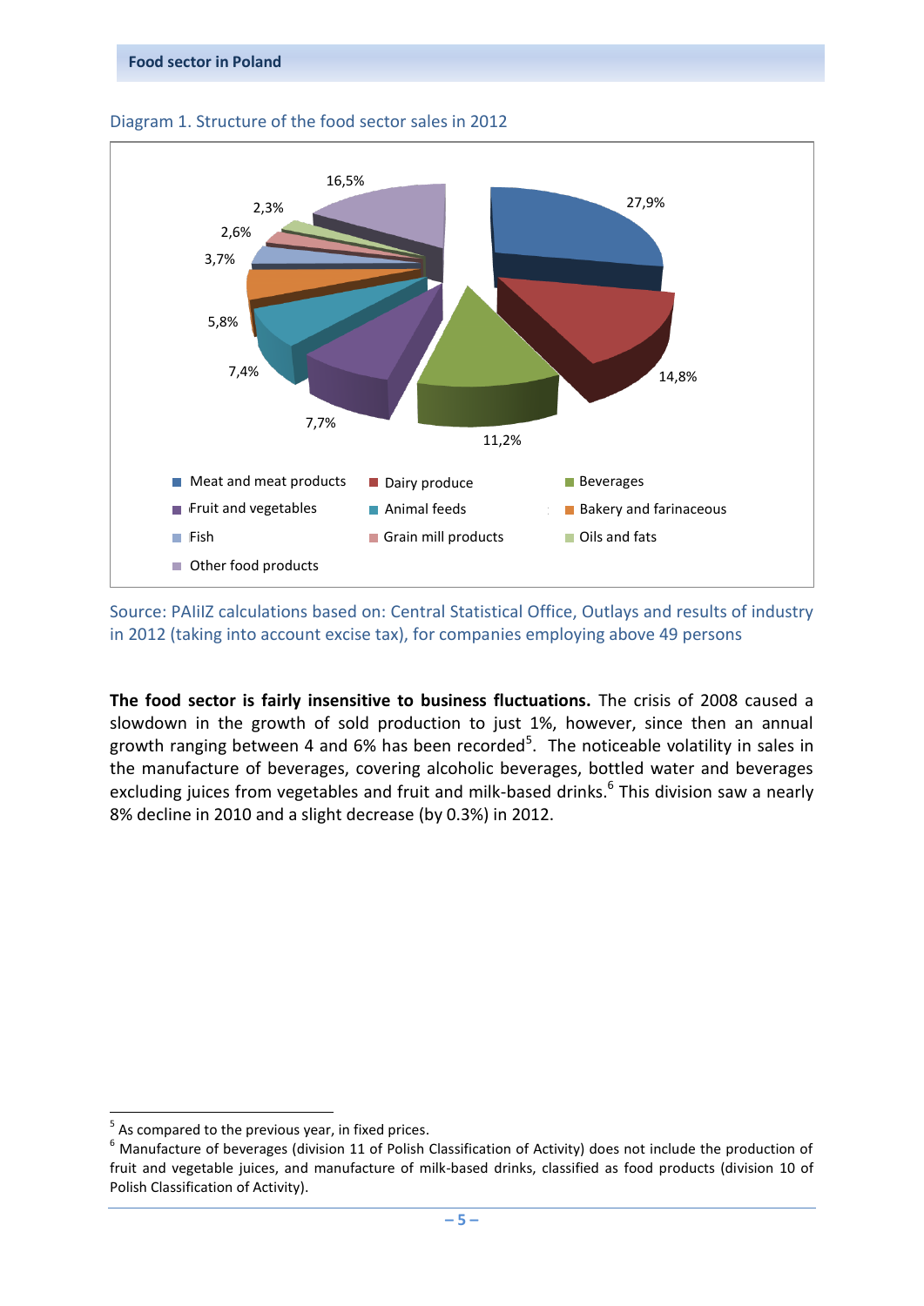Diagram 1. Structure of the food sector sales in 2012

| Category | Share |
|---|---|
| Meat and meat products | 27,9% |
| Dairy produce | 14,8% |
| Beverages | 11,2% |
| Fruit and vegetables | 7,7% |
| Animal feeds | 7,4% |
| Bakery and farinaceous | 5,8% |
| Fish | 3,7% |
| Grain mill products | 2,6% |
| Oils and fats | 2,3% |
| Other food products | 16,5% |

Source: PAIiIZ calculations based on: Central Statistical Office, Outlays and results of industry in 2012 (taking into account excise tax), for companies employing above 49 persons

**The food sector is fairly insensitive to business fluctuations.** The crisis of 2008 caused a slowdown in the growth of sold production to just 1%, however, since then an annual growth ranging between 4 and 6% has been recorded[5]. The noticeable volatility in sales in the manufacture of beverages, covering alcoholic beverages, bottled water and beverages excluding juices from vegetables and fruit and milk-based drinks.[6] This division saw a nearly 8% decline in 2010 and a slight decrease (by 0.3%) in 2012.

---

[5] As compared to the previous year, in fixed prices.

[6] Manufacture of beverages (division 11 of Polish Classification of Activity) does not include the production of fruit and vegetable juices, and manufacture of milk-based drinks, classified as food products (division 10 of Polish Classification of Activity).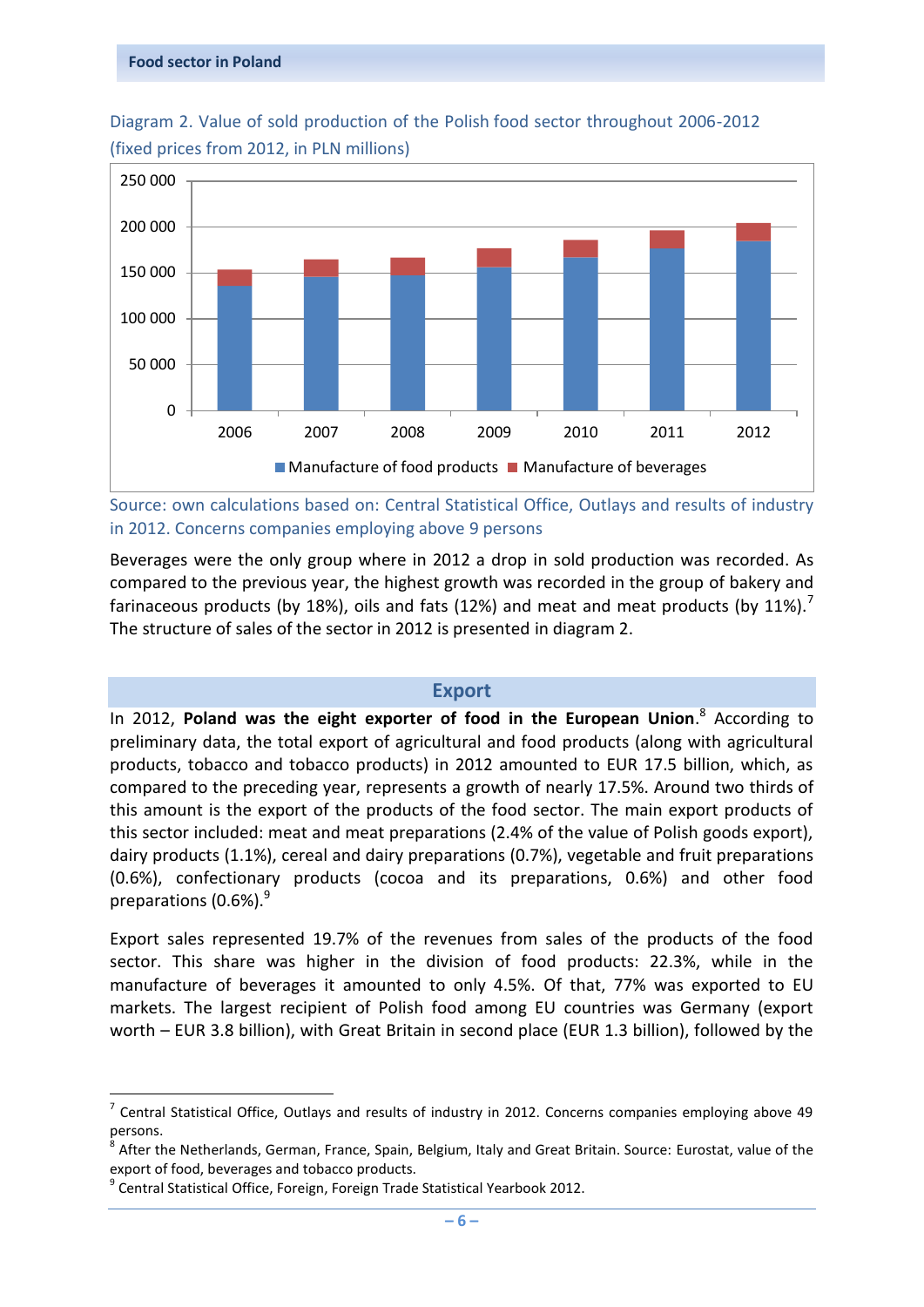Diagram 2. Value of sold production of the Polish food sector throughout 2006-2012 (fixed prices from 2012, in PLN millions)

Source: own calculations based on: Central Statistical Office, Outlays and results of industry in 2012. Concerns companies employing above 9 persons

Beverages were the only group where in 2012 a drop in sold production was recorded. As compared to the previous year, the highest growth was recorded in the group of bakery and farinaceous products (by 18%), oils and fats (12%) and meat and meat products (by 11%).[7] The structure of sales of the sector in 2012 is presented in diagram 2.

## Export

In 2012, **Poland was the eight exporter of food in the European Union**.[8] According to preliminary data, the total export of agricultural and food products (along with agricultural products, tobacco and tobacco products) in 2012 amounted to EUR 17.5 billion, which, as compared to the preceding year, represents a growth of nearly 17.5%. Around two thirds of this amount is the export of the products of the food sector. The main export products of this sector included: meat and meat preparations (2.4% of the value of Polish goods export), dairy products (1.1%), cereal and dairy preparations (0.7%), vegetable and fruit preparations (0.6%), confectionary products (cocoa and its preparations, 0.6%) and other food preparations (0.6%).[9]

Export sales represented 19.7% of the revenues from sales of the products of the food sector. This share was higher in the division of food products: 22.3%, while in the manufacture of beverages it amounted to only 4.5%. Of that, 77% was exported to EU markets. The largest recipient of Polish food among EU countries was Germany (export worth – EUR 3.8 billion), with Great Britain in second place (EUR 1.3 billion), followed by the

---

[7] Central Statistical Office, Outlays and results of industry in 2012. Concerns companies employing above 49 persons.

[8] After the Netherlands, German, France, Spain, Belgium, Italy and Great Britain. Source: Eurostat, value of the export of food, beverages and tobacco products.

[9] Central Statistical Office, Foreign, Foreign Trade Statistical Yearbook 2012.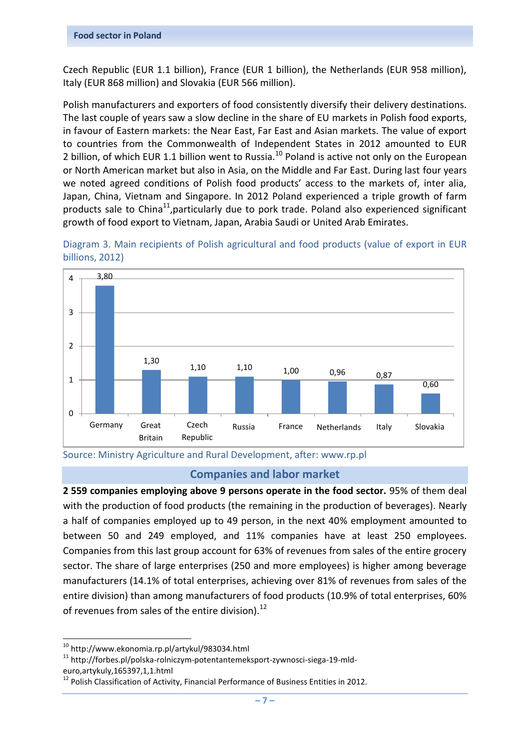Czech Republic (EUR 1.1 billion), France (EUR 1 billion), the Netherlands (EUR 958 million), Italy (EUR 868 million) and Slovakia (EUR 566 million).

Polish manufacturers and exporters of food consistently diversify their delivery destinations. The last couple of years saw a slow decline in the share of EU markets in Polish food exports, in favour of Eastern markets: the Near East, Far East and Asian markets. The value of export to countries from the Commonwealth of Independent States in 2012 amounted to EUR 2 billion, of which EUR 1.1 billion went to Russia.[10] Poland is active not only on the European or North American market but also in Asia, on the Middle and Far East. During last four years we noted agreed conditions of Polish food products' access to the markets of, inter alia, Japan, China, Vietnam and Singapore. In 2012 Poland experienced a triple growth of farm products sale to China[11],particularly due to pork trade. Poland also experienced significant growth of food export to Vietnam, Japan, Arabia Saudi or United Arab Emirates.

Diagram 3. Main recipients of Polish agricultural and food products (value of export in EUR billions, 2012)

| Country | Value of export (EUR billions) |
|---|---|
| Germany | 3,80 |
| Great Britain | 1,30 |
| Czech Republic | 1,10 |
| Russia | 1,10 |
| France | 1,00 |
| Netherlands | 0,96 |
| Italy | 0,87 |
| Slovakia | 0,60 |

Source: Ministry Agriculture and Rural Development, after: www.rp.pl

## Companies and labor market

**2 559 companies employing above 9 persons operate in the food sector.** 95% of them deal with the production of food products (the remaining in the production of beverages). Nearly a half of companies employed up to 49 person, in the next 40% employment amounted to between 50 and 249 employed, and 11% companies have at least 250 employees. Companies from this last group account for 63% of revenues from sales of the entire grocery sector. The share of large enterprises (250 and more employees) is higher among beverage manufacturers (14.1% of total enterprises, achieving over 81% of revenues from sales of the entire division) than among manufacturers of food products (10.9% of total enterprises, 60% of revenues from sales of the entire division).[12]

---

[10] http://www.ekonomia.rp.pl/artykul/983034.html

[11] http://forbes.pl/polska-rolniczym-potentantemeksport-zywnosci-siega-19-mld-euro,artykuly,165397,1,1.html

[12] Polish Classification of Activity, Financial Performance of Business Entities in 2012.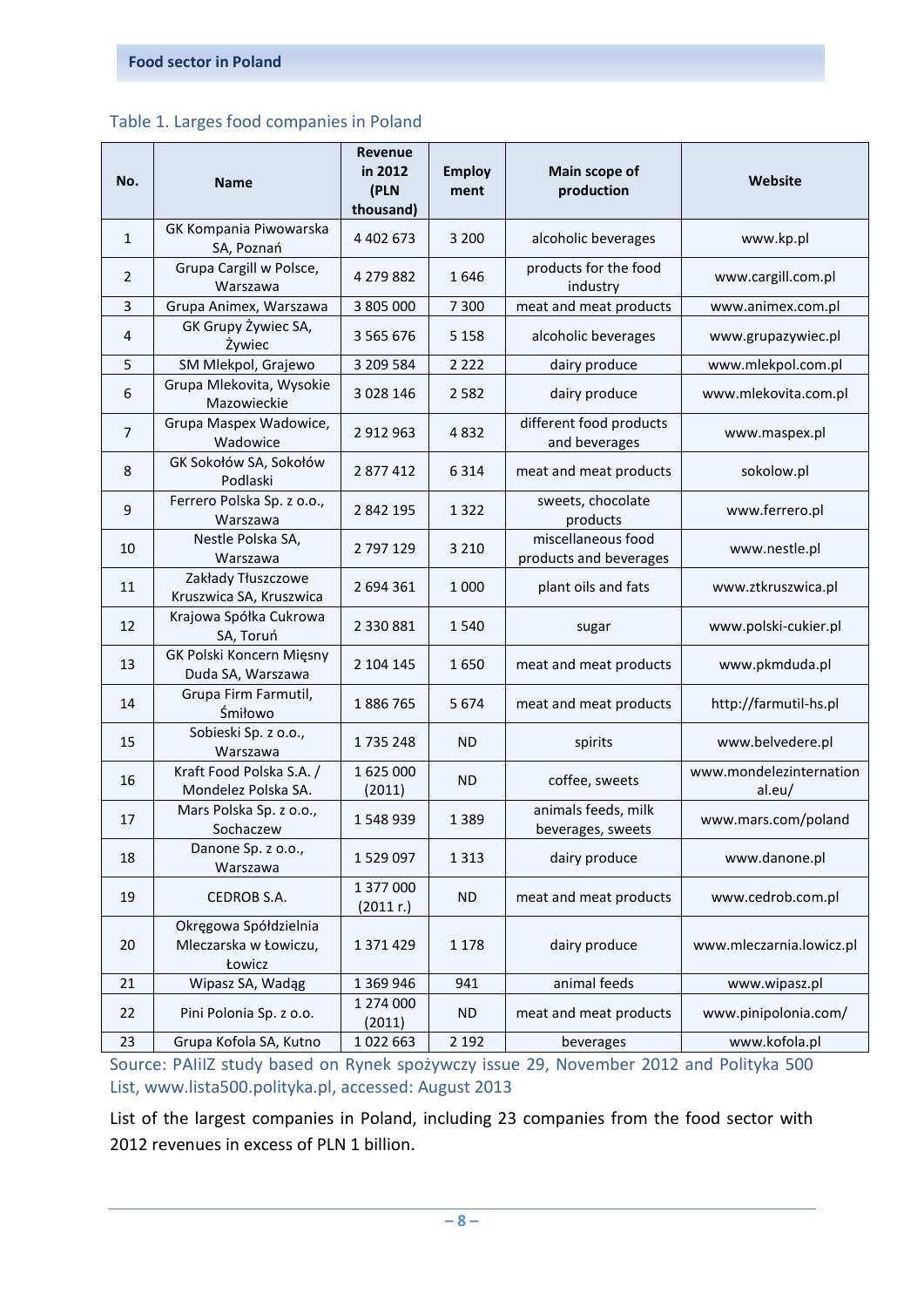Table 1. Larges food companies in Poland

| No. | Name | Revenue in 2012 (PLN thousand) | Employ ment | Main scope of production | Website |
|---|---|---|---|---|---|
| 1 | GK Kompania Piwowarska SA, Poznań | 4 402 673 | 3 200 | alcoholic beverages | www.kp.pl |
| 2 | Grupa Cargill w Polsce, Warszawa | 4 279 882 | 1 646 | products for the food industry | www.cargill.com.pl |
| 3 | Grupa Animex, Warszawa | 3 805 000 | 7 300 | meat and meat products | www.animex.com.pl |
| 4 | GK Grupy Żywiec SA, Żywiec | 3 565 676 | 5 158 | alcoholic beverages | www.grupazywiec.pl |
| 5 | SM Mlekpol, Grajewo | 3 209 584 | 2 222 | dairy produce | www.mlekpol.com.pl |
| 6 | Grupa Mlekovita, Wysokie Mazowieckie | 3 028 146 | 2 582 | dairy produce | www.mlekovita.com.pl |
| 7 | Grupa Maspex Wadowice, Wadowice | 2 912 963 | 4 832 | different food products and beverages | www.maspex.pl |
| 8 | GK Sokołów SA, Sokołów Podlaski | 2 877 412 | 6 314 | meat and meat products | sokolow.pl |
| 9 | Ferrero Polska Sp. z o.o., Warszawa | 2 842 195 | 1 322 | sweets, chocolate products | www.ferrero.pl |
| 10 | Nestle Polska SA, Warszawa | 2 797 129 | 3 210 | miscellaneous food products and beverages | www.nestle.pl |
| 11 | Zakłady Tłuszczowe Kruszwica SA, Kruszwica | 2 694 361 | 1 000 | plant oils and fats | www.ztkruszwica.pl |
| 12 | Krajowa Spółka Cukrowa SA, Toruń | 2 330 881 | 1 540 | sugar | www.polski-cukier.pl |
| 13 | GK Polski Koncern Mięsny Duda SA, Warszawa | 2 104 145 | 1 650 | meat and meat products | www.pkmduda.pl |
| 14 | Grupa Firm Farmutil, Śmiłowo | 1 886 765 | 5 674 | meat and meat products | http://farmutil-hs.pl |
| 15 | Sobieski Sp. z o.o., Warszawa | 1 735 248 | ND | spirits | www.belvedere.pl |
| 16 | Kraft Food Polska S.A. / Mondelez Polska SA. | 1 625 000 (2011) | ND | coffee, sweets | www.mondelezinternational.eu/ |
| 17 | Mars Polska Sp. z o.o., Sochaczew | 1 548 939 | 1 389 | animals feeds, milk beverages, sweets | www.mars.com/poland |
| 18 | Danone Sp. z o.o., Warszawa | 1 529 097 | 1 313 | dairy produce | www.danone.pl |
| 19 | CEDROB S.A. | 1 377 000 (2011 r.) | ND | meat and meat products | www.cedrob.com.pl |
| 20 | Okręgowa Spółdzielnia Mleczarska w Łowiczu, Łowicz | 1 371 429 | 1 178 | dairy produce | www.mleczarnia.lowicz.pl |
| 21 | Wipasz SA, Wadąg | 1 369 946 | 941 | animal feeds | www.wipasz.pl |
| 22 | Pini Polonia Sp. z o.o. | 1 274 000 (2011) | ND | meat and meat products | www.pinipolonia.com/ |
| 23 | Grupa Kofola SA, Kutno | 1 022 663 | 2 192 | beverages | www.kofola.pl |

Source: PAIiIZ study based on Rynek spożywczy issue 29, November 2012 and Polityka 500 List, www.lista500.polityka.pl, accessed: August 2013

List of the largest companies in Poland, including 23 companies from the food sector with 2012 revenues in excess of PLN 1 billion.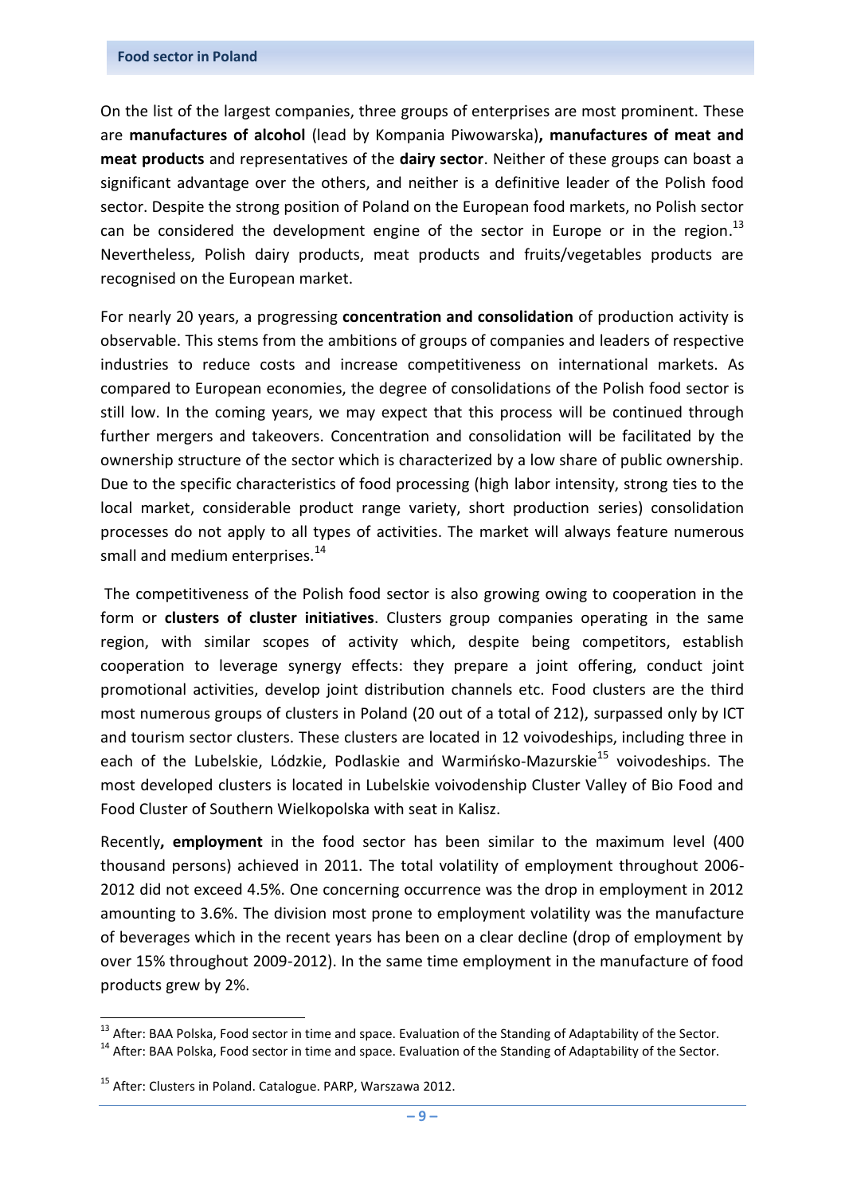On the list of the largest companies, three groups of enterprises are most prominent. These are **manufactures of alcohol** (lead by Kompania Piwowarska)**, manufactures of meat and meat products** and representatives of the **dairy sector**. Neither of these groups can boast a significant advantage over the others, and neither is a definitive leader of the Polish food sector. Despite the strong position of Poland on the European food markets, no Polish sector can be considered the development engine of the sector in Europe or in the region.[13] Nevertheless, Polish dairy products, meat products and fruits/vegetables products are recognised on the European market.

For nearly 20 years, a progressing **concentration and consolidation** of production activity is observable. This stems from the ambitions of groups of companies and leaders of respective industries to reduce costs and increase competitiveness on international markets. As compared to European economies, the degree of consolidations of the Polish food sector is still low. In the coming years, we may expect that this process will be continued through further mergers and takeovers. Concentration and consolidation will be facilitated by the ownership structure of the sector which is characterized by a low share of public ownership. Due to the specific characteristics of food processing (high labor intensity, strong ties to the local market, considerable product range variety, short production series) consolidation processes do not apply to all types of activities. The market will always feature numerous small and medium enterprises.[14]

The competitiveness of the Polish food sector is also growing owing to cooperation in the form or **clusters of cluster initiatives**. Clusters group companies operating in the same region, with similar scopes of activity which, despite being competitors, establish cooperation to leverage synergy effects: they prepare a joint offering, conduct joint promotional activities, develop joint distribution channels etc. Food clusters are the third most numerous groups of clusters in Poland (20 out of a total of 212), surpassed only by ICT and tourism sector clusters. These clusters are located in 12 voivodeships, including three in each of the Lubelskie, Lódzkie, Podlaskie and Warmińsko-Mazurskie[15] voivodeships. The most developed clusters is located in Lubelskie voivodenship Cluster Valley of Bio Food and Food Cluster of Southern Wielkopolska with seat in Kalisz.

Recently**, employment** in the food sector has been similar to the maximum level (400 thousand persons) achieved in 2011. The total volatility of employment throughout 2006-2012 did not exceed 4.5%. One concerning occurrence was the drop in employment in 2012 amounting to 3.6%. The division most prone to employment volatility was the manufacture of beverages which in the recent years has been on a clear decline (drop of employment by over 15% throughout 2009-2012). In the same time employment in the manufacture of food products grew by 2%.

[13] After: BAA Polska, Food sector in time and space. Evaluation of the Standing of Adaptability of the Sector.

[14] After: BAA Polska, Food sector in time and space. Evaluation of the Standing of Adaptability of the Sector.

[15] After: Clusters in Poland. Catalogue. PARP, Warszawa 2012.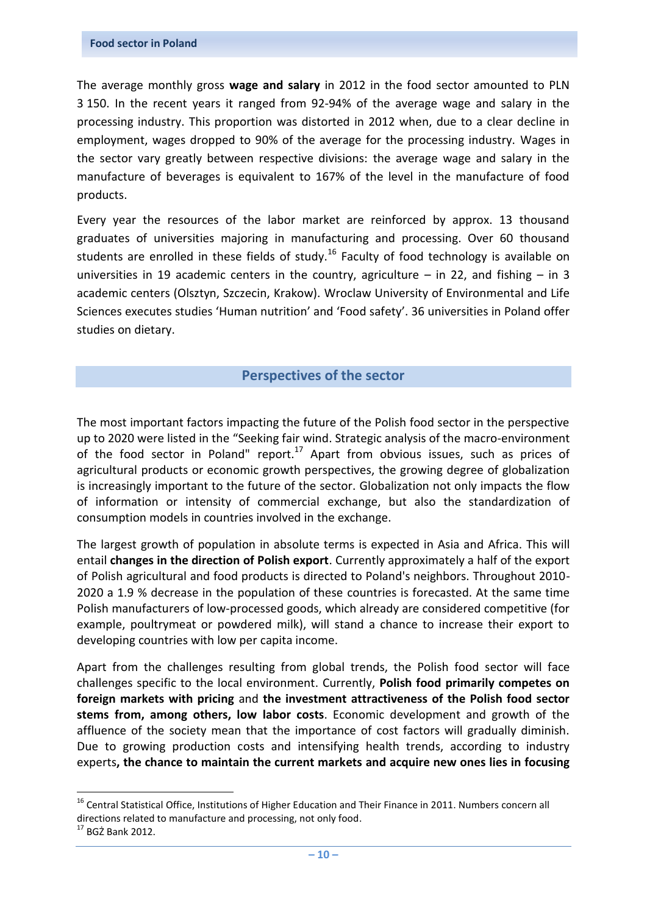The average monthly gross **wage and salary** in 2012 in the food sector amounted to PLN 3 150. In the recent years it ranged from 92-94% of the average wage and salary in the processing industry. This proportion was distorted in 2012 when, due to a clear decline in employment, wages dropped to 90% of the average for the processing industry. Wages in the sector vary greatly between respective divisions: the average wage and salary in the manufacture of beverages is equivalent to 167% of the level in the manufacture of food products.

Every year the resources of the labor market are reinforced by approx. 13 thousand graduates of universities majoring in manufacturing and processing. Over 60 thousand students are enrolled in these fields of study.[16] Faculty of food technology is available on universities in 19 academic centers in the country, agriculture – in 22, and fishing – in 3 academic centers (Olsztyn, Szczecin, Krakow). Wroclaw University of Environmental and Life Sciences executes studies 'Human nutrition' and 'Food safety'. 36 universities in Poland offer studies on dietary.

## Perspectives of the sector

The most important factors impacting the future of the Polish food sector in the perspective up to 2020 were listed in the "Seeking fair wind. Strategic analysis of the macro-environment of the food sector in Poland" report.[17] Apart from obvious issues, such as prices of agricultural products or economic growth perspectives, the growing degree of globalization is increasingly important to the future of the sector. Globalization not only impacts the flow of information or intensity of commercial exchange, but also the standardization of consumption models in countries involved in the exchange.

The largest growth of population in absolute terms is expected in Asia and Africa. This will entail **changes in the direction of Polish export**. Currently approximately a half of the export of Polish agricultural and food products is directed to Poland's neighbors. Throughout 2010-2020 a 1.9 % decrease in the population of these countries is forecasted. At the same time Polish manufacturers of low-processed goods, which already are considered competitive (for example, poultrymeat or powdered milk), will stand a chance to increase their export to developing countries with low per capita income.

Apart from the challenges resulting from global trends, the Polish food sector will face challenges specific to the local environment. Currently, **Polish food primarily competes on foreign markets with pricing** and **the investment attractiveness of the Polish food sector stems from, among others, low labor costs**. Economic development and growth of the affluence of the society mean that the importance of cost factors will gradually diminish. Due to growing production costs and intensifying health trends, according to industry experts**, the chance to maintain the current markets and acquire new ones lies in focusing**

---

[16] Central Statistical Office, Institutions of Higher Education and Their Finance in 2011. Numbers concern all directions related to manufacture and processing, not only food.

[17] BGŻ Bank 2012.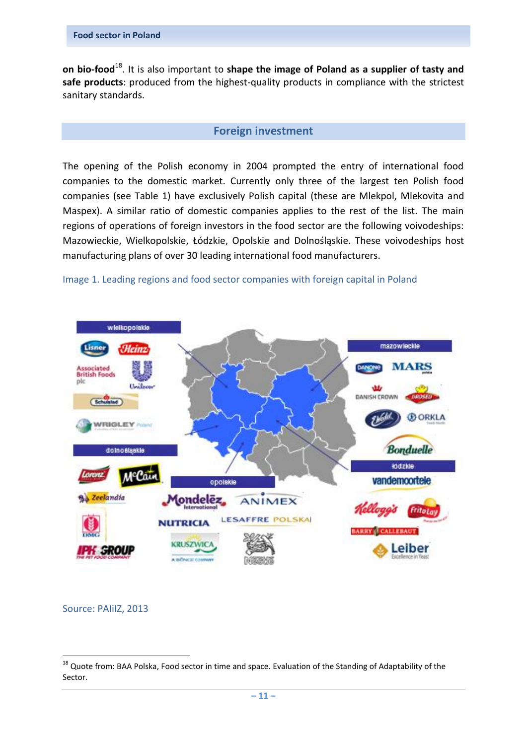**on bio-food**[18]. It is also important to **shape the image of Poland as a supplier of tasty and safe products**: produced from the highest-quality products in compliance with the strictest sanitary standards.

## Foreign investment

The opening of the Polish economy in 2004 prompted the entry of international food companies to the domestic market. Currently only three of the largest ten Polish food companies (see Table 1) have exclusively Polish capital (these are Mlekpol, Mlekovita and Maspex). A similar ratio of domestic companies applies to the rest of the list. The main regions of operations of foreign investors in the food sector are the following voivodeships: Mazowieckie, Wielkopolskie, Łódzkie, Opolskie and Dolnośląskie. These voivodeships host manufacturing plans of over 30 leading international food manufacturers.

Image 1. Leading regions and food sector companies with foreign capital in Poland

Source: PAIiIZ, 2013

[18] Quote from: BAA Polska, Food sector in time and space. Evaluation of the Standing of Adaptability of the Sector.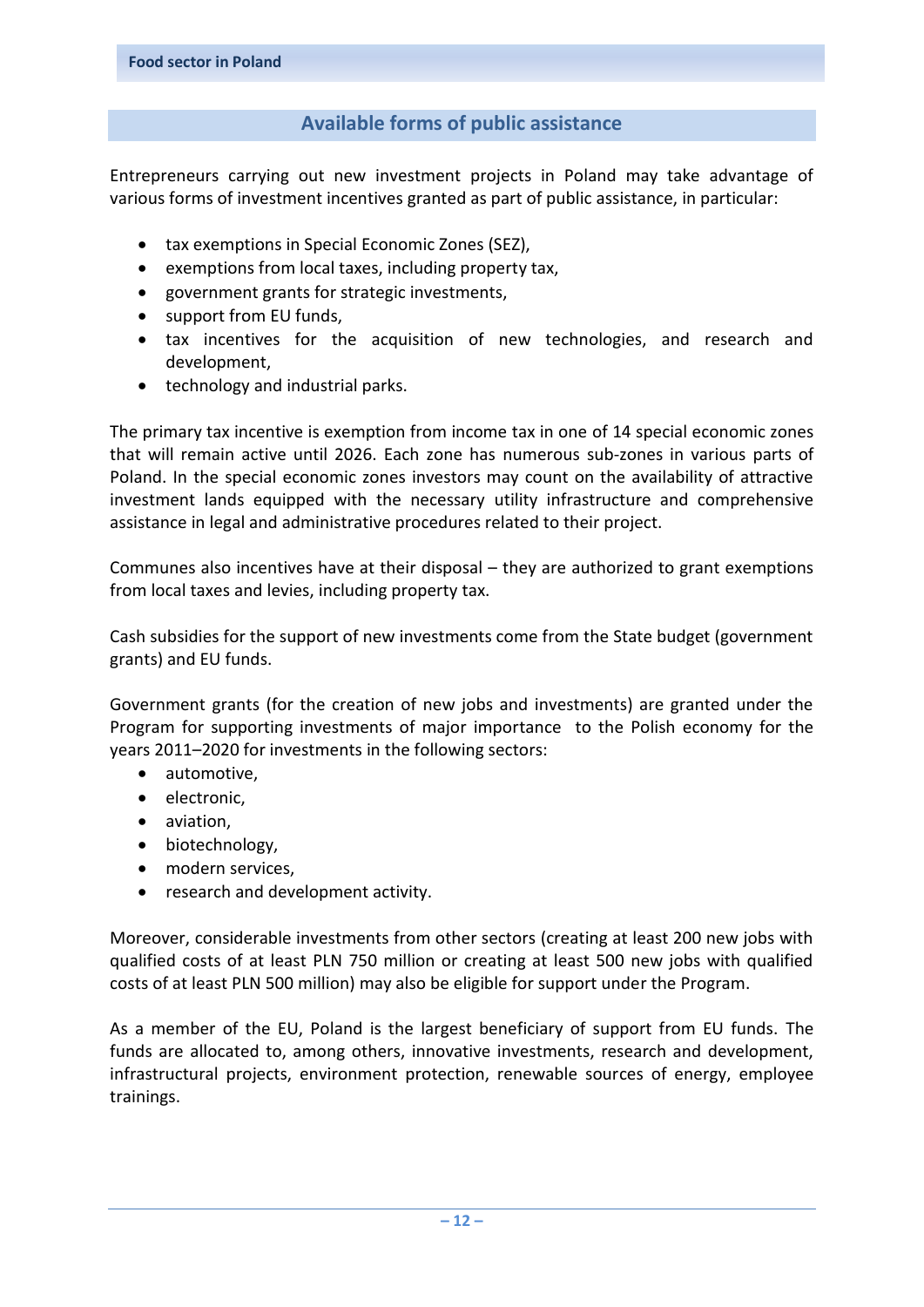## Available forms of public assistance

Entrepreneurs carrying out new investment projects in Poland may take advantage of various forms of investment incentives granted as part of public assistance, in particular:

- tax exemptions in Special Economic Zones (SEZ),
- exemptions from local taxes, including property tax,
- government grants for strategic investments,
- support from EU funds,
- tax incentives for the acquisition of new technologies, and research and development,
- technology and industrial parks.

The primary tax incentive is exemption from income tax in one of 14 special economic zones that will remain active until 2026. Each zone has numerous sub-zones in various parts of Poland. In the special economic zones investors may count on the availability of attractive investment lands equipped with the necessary utility infrastructure and comprehensive assistance in legal and administrative procedures related to their project.

Communes also incentives have at their disposal – they are authorized to grant exemptions from local taxes and levies, including property tax.

Cash subsidies for the support of new investments come from the State budget (government grants) and EU funds.

Government grants (for the creation of new jobs and investments) are granted under the Program for supporting investments of major importance to the Polish economy for the years 2011–2020 for investments in the following sectors:

- automotive,
- electronic,
- aviation,
- biotechnology,
- modern services,
- research and development activity.

Moreover, considerable investments from other sectors (creating at least 200 new jobs with qualified costs of at least PLN 750 million or creating at least 500 new jobs with qualified costs of at least PLN 500 million) may also be eligible for support under the Program.

As a member of the EU, Poland is the largest beneficiary of support from EU funds. The funds are allocated to, among others, innovative investments, research and development, infrastructural projects, environment protection, renewable sources of energy, employee trainings.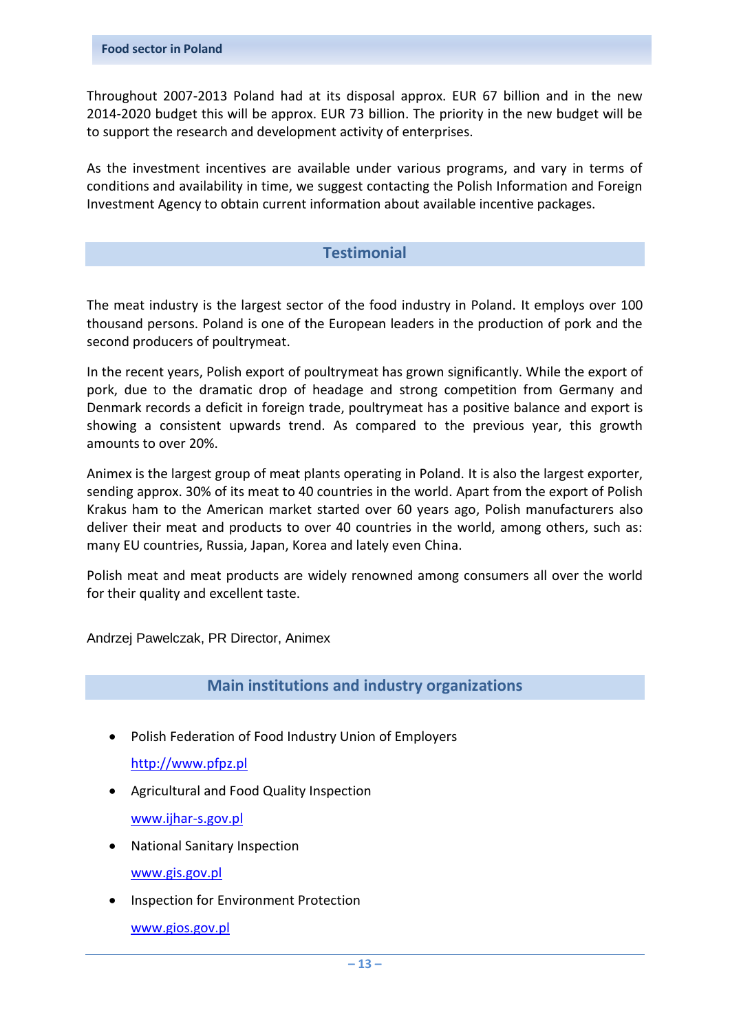Throughout 2007-2013 Poland had at its disposal approx. EUR 67 billion and in the new 2014-2020 budget this will be approx. EUR 73 billion. The priority in the new budget will be to support the research and development activity of enterprises.

As the investment incentives are available under various programs, and vary in terms of conditions and availability in time, we suggest contacting the Polish Information and Foreign Investment Agency to obtain current information about available incentive packages.

## Testimonial

The meat industry is the largest sector of the food industry in Poland. It employs over 100 thousand persons. Poland is one of the European leaders in the production of pork and the second producers of poultrymeat.

In the recent years, Polish export of poultrymeat has grown significantly. While the export of pork, due to the dramatic drop of headage and strong competition from Germany and Denmark records a deficit in foreign trade, poultrymeat has a positive balance and export is showing a consistent upwards trend. As compared to the previous year, this growth amounts to over 20%.

Animex is the largest group of meat plants operating in Poland. It is also the largest exporter, sending approx. 30% of its meat to 40 countries in the world. Apart from the export of Polish Krakus ham to the American market started over 60 years ago, Polish manufacturers also deliver their meat and products to over 40 countries in the world, among others, such as: many EU countries, Russia, Japan, Korea and lately even China.

Polish meat and meat products are widely renowned among consumers all over the world for their quality and excellent taste.

Andrzej Pawelczak, PR Director, Animex

## Main institutions and industry organizations

- Polish Federation of Food Industry Union of Employers

  http://www.pfpz.pl
- Agricultural and Food Quality Inspection

  www.ijhar-s.gov.pl
- National Sanitary Inspection

  www.gis.gov.pl
- Inspection for Environment Protection

  www.gios.gov.pl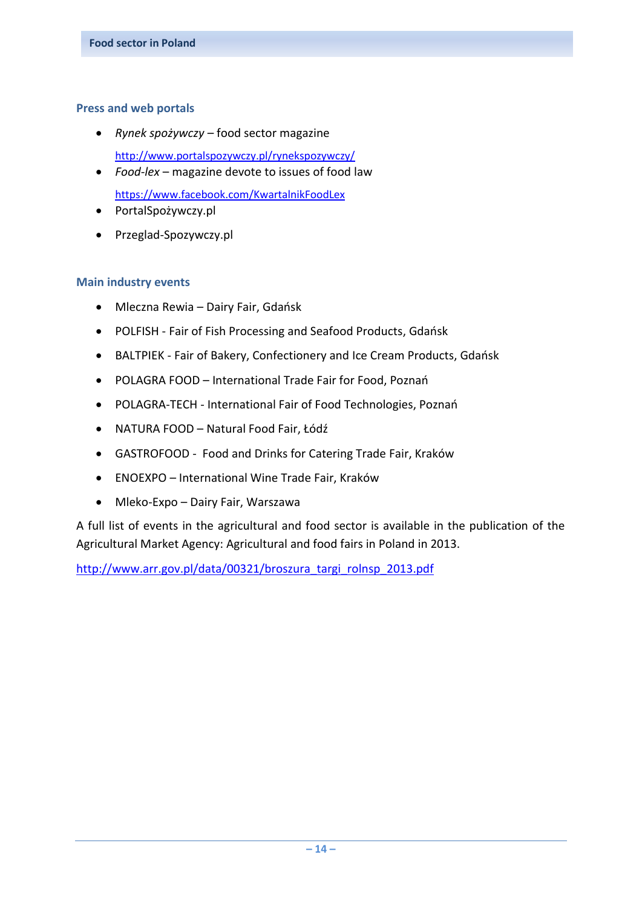## Press and web portals

- *Rynek spożywczy* – food sector magazine
  http://www.portalspozywczy.pl/rynekspozywczy/
- *Food-lex* – magazine devote to issues of food law
  https://www.facebook.com/KwartalnikFoodLex
- PortalSpożywczy.pl
- Przeglad-Spozywczy.pl

## Main industry events

- Mleczna Rewia – Dairy Fair, Gdańsk
- POLFISH - Fair of Fish Processing and Seafood Products, Gdańsk
- BALTPIEK - Fair of Bakery, Confectionery and Ice Cream Products, Gdańsk
- POLAGRA FOOD – International Trade Fair for Food, Poznań
- POLAGRA-TECH - International Fair of Food Technologies, Poznań
- NATURA FOOD – Natural Food Fair, Łódź
- GASTROFOOD - Food and Drinks for Catering Trade Fair, Kraków
- ENOEXPO – International Wine Trade Fair, Kraków
- Mleko-Expo – Dairy Fair, Warszawa

A full list of events in the agricultural and food sector is available in the publication of the Agricultural Market Agency: Agricultural and food fairs in Poland in 2013.

http://www.arr.gov.pl/data/00321/broszura_targi_rolnsp_2013.pdf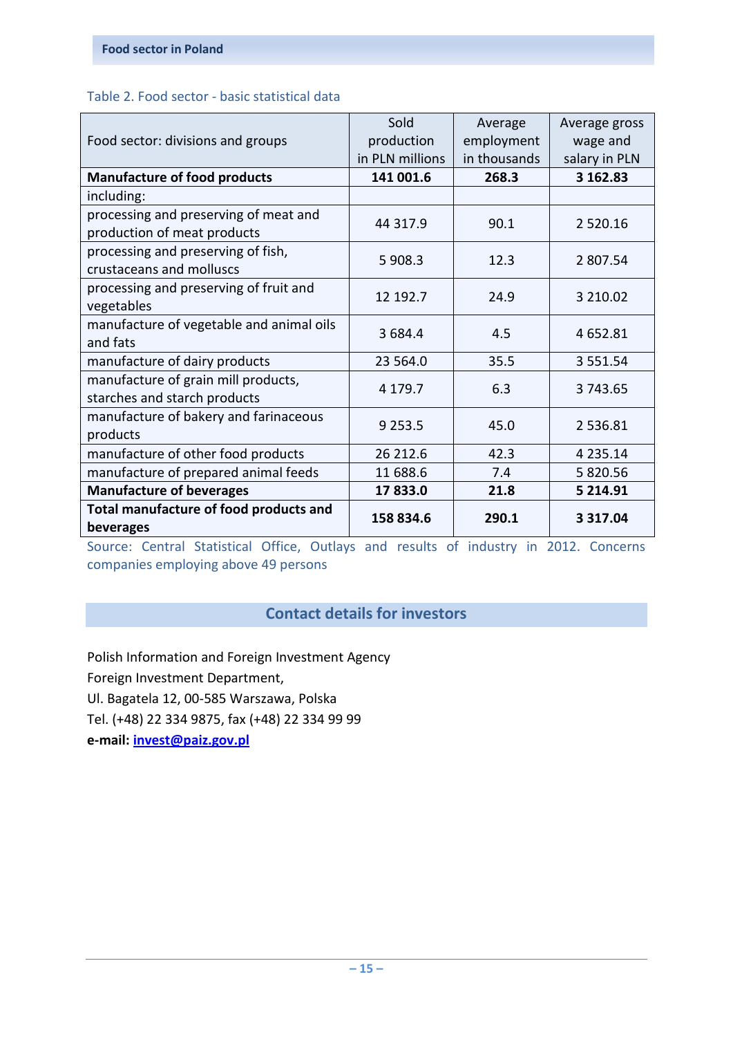Table 2. Food sector - basic statistical data

| Food sector: divisions and groups | Sold production in PLN millions | Average employment in thousands | Average gross wage and salary in PLN |
|---|---|---|---|
| **Manufacture of food products** | **141 001.6** | **268.3** | **3 162.83** |
| including: | | | |
| processing and preserving of meat and production of meat products | 44 317.9 | 90.1 | 2 520.16 |
| processing and preserving of fish, crustaceans and molluscs | 5 908.3 | 12.3 | 2 807.54 |
| processing and preserving of fruit and vegetables | 12 192.7 | 24.9 | 3 210.02 |
| manufacture of vegetable and animal oils and fats | 3 684.4 | 4.5 | 4 652.81 |
| manufacture of dairy products | 23 564.0 | 35.5 | 3 551.54 |
| manufacture of grain mill products, starches and starch products | 4 179.7 | 6.3 | 3 743.65 |
| manufacture of bakery and farinaceous products | 9 253.5 | 45.0 | 2 536.81 |
| manufacture of other food products | 26 212.6 | 42.3 | 4 235.14 |
| manufacture of prepared animal feeds | 11 688.6 | 7.4 | 5 820.56 |
| **Manufacture of beverages** | **17 833.0** | **21.8** | **5 214.91** |
| **Total manufacture of food products and beverages** | **158 834.6** | **290.1** | **3 317.04** |

Source: Central Statistical Office, Outlays and results of industry in 2012. Concerns companies employing above 49 persons

## Contact details for investors

Polish Information and Foreign Investment Agency
Foreign Investment Department,
Ul. Bagatela 12, 00-585 Warszawa, Polska
Tel. (+48) 22 334 9875, fax (+48) 22 334 99 99
**e-mail: invest@paiz.gov.pl**